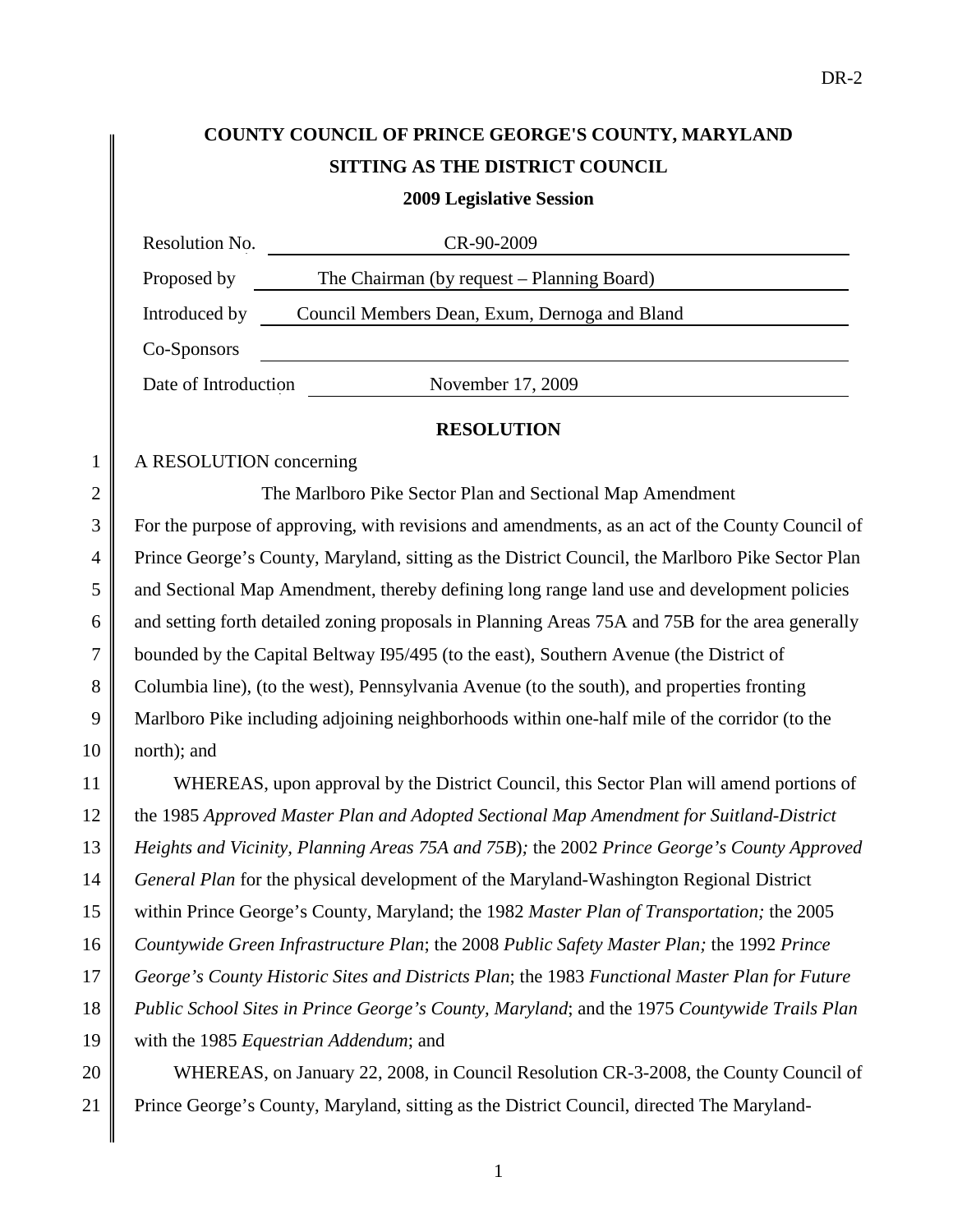# COUNTY COUNCIL OF PRINCE GEORGE'S COUNTY, MARYLAND
## SITTING AS THE DISTRICT COUNCIL
### 2009 Legislative Session

| | |
|---|---|
| Resolution No. | CR-90-2009 |
| Proposed by | The Chairman (by request – Planning Board) |
| Introduced by | Council Members Dean, Exum, Dernoga and Bland |
| Co-Sponsors | |
| Date of Introduction | November 17, 2009 |

**RESOLUTION**

A RESOLUTION concerning

The Marlboro Pike Sector Plan and Sectional Map Amendment

For the purpose of approving, with revisions and amendments, as an act of the County Council of Prince George's County, Maryland, sitting as the District Council, the Marlboro Pike Sector Plan and Sectional Map Amendment, thereby defining long range land use and development policies and setting forth detailed zoning proposals in Planning Areas 75A and 75B for the area generally bounded by the Capital Beltway I95/495 (to the east), Southern Avenue (the District of Columbia line), (to the west), Pennsylvania Avenue (to the south), and properties fronting Marlboro Pike including adjoining neighborhoods within one-half mile of the corridor (to the north); and

WHEREAS, upon approval by the District Council, this Sector Plan will amend portions of the 1985 *Approved Master Plan and Adopted Sectional Map Amendment for Suitland-District Heights and Vicinity, Planning Areas 75A and 75B*)*;* the 2002 *Prince George's County Approved General Plan* for the physical development of the Maryland-Washington Regional District within Prince George's County, Maryland; the 1982 *Master Plan of Transportation;* the 2005 *Countywide Green Infrastructure Plan*; the 2008 *Public Safety Master Plan;* the 1992 *Prince George's County Historic Sites and Districts Plan*; the 1983 *Functional Master Plan for Future Public School Sites in Prince George's County, Maryland*; and the 1975 *Countywide Trails Plan* with the 1985 *Equestrian Addendum*; and

WHEREAS, on January 22, 2008, in Council Resolution CR-3-2008, the County Council of Prince George's County, Maryland, sitting as the District Council, directed The Maryland-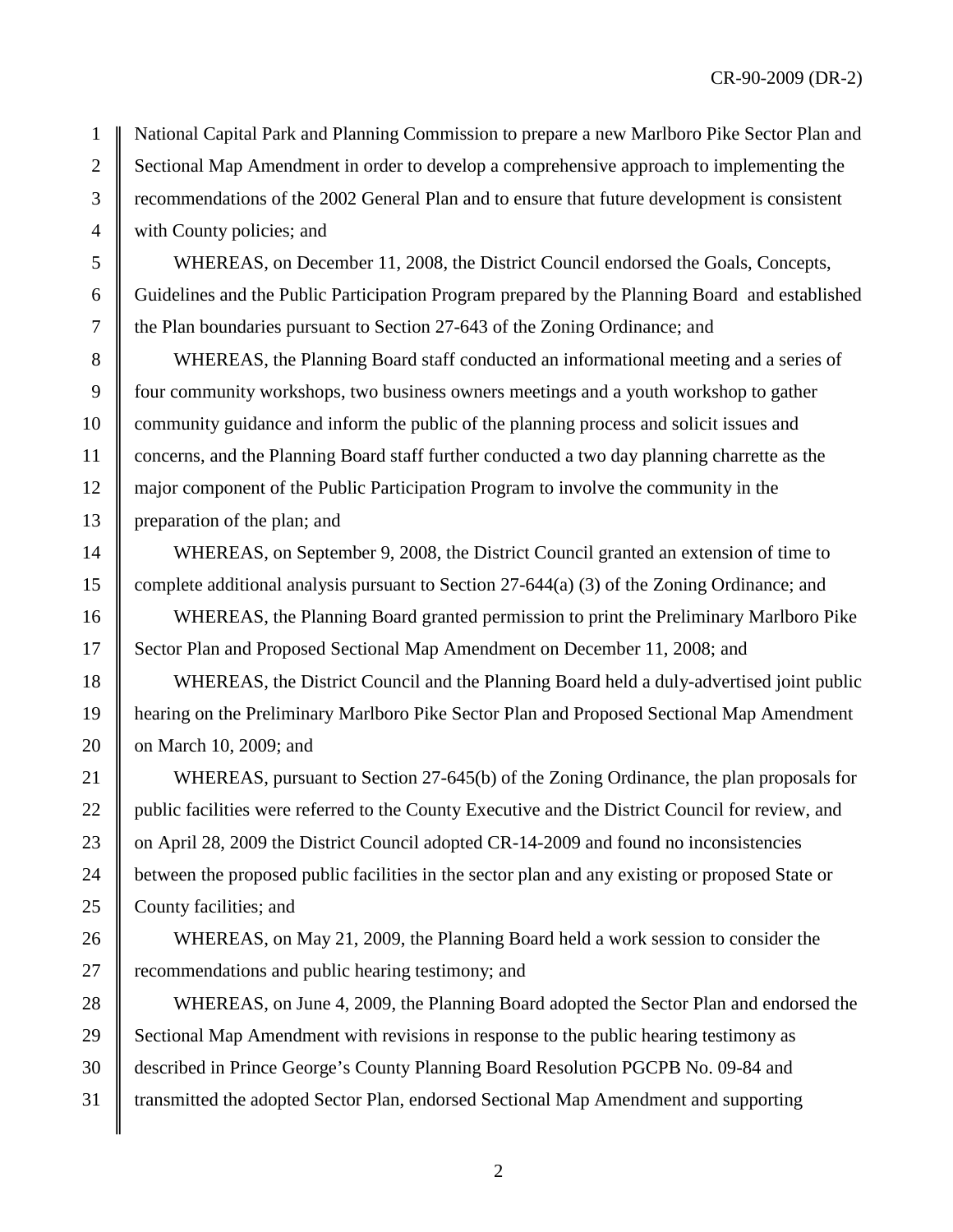National Capital Park and Planning Commission to prepare a new Marlboro Pike Sector Plan and Sectional Map Amendment in order to develop a comprehensive approach to implementing the recommendations of the 2002 General Plan and to ensure that future development is consistent with County policies; and

WHEREAS, on December 11, 2008, the District Council endorsed the Goals, Concepts, Guidelines and the Public Participation Program prepared by the Planning Board and established the Plan boundaries pursuant to Section 27-643 of the Zoning Ordinance; and

WHEREAS, the Planning Board staff conducted an informational meeting and a series of four community workshops, two business owners meetings and a youth workshop to gather community guidance and inform the public of the planning process and solicit issues and concerns, and the Planning Board staff further conducted a two day planning charrette as the major component of the Public Participation Program to involve the community in the preparation of the plan; and

WHEREAS, on September 9, 2008, the District Council granted an extension of time to complete additional analysis pursuant to Section 27-644(a) (3) of the Zoning Ordinance; and

WHEREAS, the Planning Board granted permission to print the Preliminary Marlboro Pike Sector Plan and Proposed Sectional Map Amendment on December 11, 2008; and

WHEREAS, the District Council and the Planning Board held a duly-advertised joint public hearing on the Preliminary Marlboro Pike Sector Plan and Proposed Sectional Map Amendment on March 10, 2009; and

WHEREAS, pursuant to Section 27-645(b) of the Zoning Ordinance, the plan proposals for public facilities were referred to the County Executive and the District Council for review, and on April 28, 2009 the District Council adopted CR-14-2009 and found no inconsistencies between the proposed public facilities in the sector plan and any existing or proposed State or County facilities; and

WHEREAS, on May 21, 2009, the Planning Board held a work session to consider the recommendations and public hearing testimony; and

WHEREAS, on June 4, 2009, the Planning Board adopted the Sector Plan and endorsed the Sectional Map Amendment with revisions in response to the public hearing testimony as described in Prince George's County Planning Board Resolution PGCPB No. 09-84 and transmitted the adopted Sector Plan, endorsed Sectional Map Amendment and supporting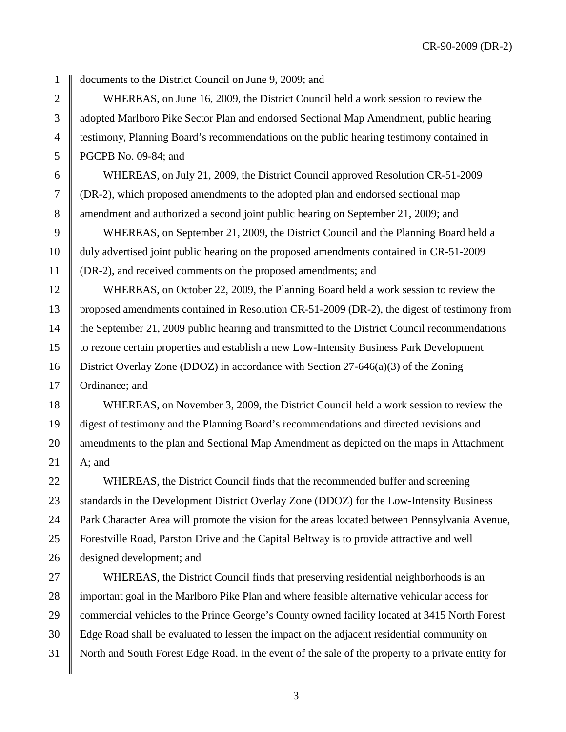documents to the District Council on June 9, 2009; and

WHEREAS, on June 16, 2009, the District Council held a work session to review the adopted Marlboro Pike Sector Plan and endorsed Sectional Map Amendment, public hearing testimony, Planning Board's recommendations on the public hearing testimony contained in PGCPB No. 09-84; and

WHEREAS, on July 21, 2009, the District Council approved Resolution CR-51-2009 (DR-2), which proposed amendments to the adopted plan and endorsed sectional map amendment and authorized a second joint public hearing on September 21, 2009; and

WHEREAS, on September 21, 2009, the District Council and the Planning Board held a duly advertised joint public hearing on the proposed amendments contained in CR-51-2009 (DR-2), and received comments on the proposed amendments; and

WHEREAS, on October 22, 2009, the Planning Board held a work session to review the proposed amendments contained in Resolution CR-51-2009 (DR-2), the digest of testimony from the September 21, 2009 public hearing and transmitted to the District Council recommendations to rezone certain properties and establish a new Low-Intensity Business Park Development District Overlay Zone (DDOZ) in accordance with Section 27-646(a)(3) of the Zoning Ordinance; and

WHEREAS, on November 3, 2009, the District Council held a work session to review the digest of testimony and the Planning Board's recommendations and directed revisions and amendments to the plan and Sectional Map Amendment as depicted on the maps in Attachment A; and

WHEREAS, the District Council finds that the recommended buffer and screening standards in the Development District Overlay Zone (DDOZ) for the Low-Intensity Business Park Character Area will promote the vision for the areas located between Pennsylvania Avenue, Forestville Road, Parston Drive and the Capital Beltway is to provide attractive and well designed development; and

WHEREAS, the District Council finds that preserving residential neighborhoods is an important goal in the Marlboro Pike Plan and where feasible alternative vehicular access for commercial vehicles to the Prince George's County owned facility located at 3415 North Forest Edge Road shall be evaluated to lessen the impact on the adjacent residential community on North and South Forest Edge Road. In the event of the sale of the property to a private entity for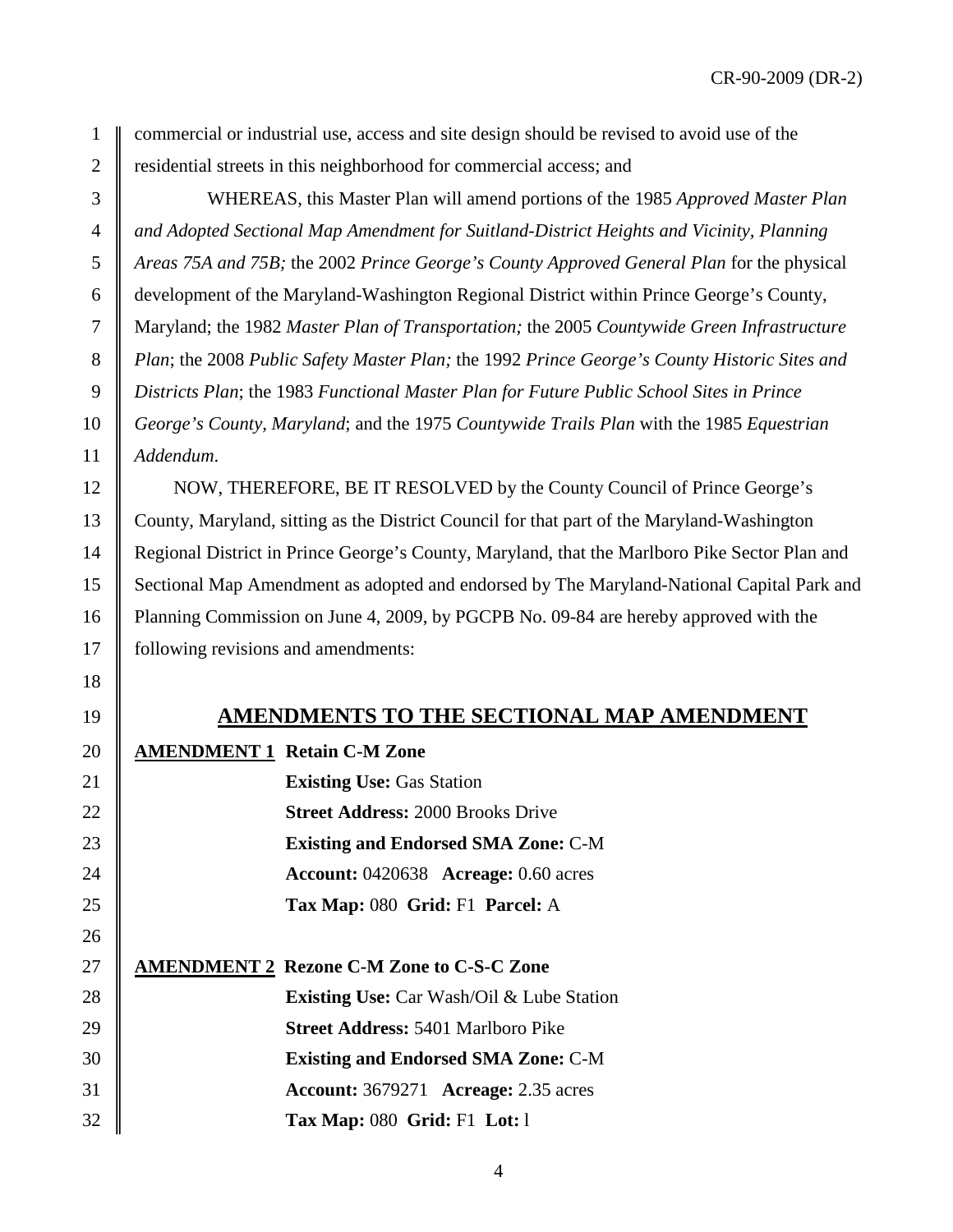commercial or industrial use, access and site design should be revised to avoid use of the residential streets in this neighborhood for commercial access; and

WHEREAS, this Master Plan will amend portions of the 1985 *Approved Master Plan and Adopted Sectional Map Amendment for Suitland-District Heights and Vicinity, Planning Areas 75A and 75B;* the 2002 *Prince George's County Approved General Plan* for the physical development of the Maryland-Washington Regional District within Prince George's County, Maryland; the 1982 *Master Plan of Transportation;* the 2005 *Countywide Green Infrastructure Plan*; the 2008 *Public Safety Master Plan;* the 1992 *Prince George's County Historic Sites and Districts Plan*; the 1983 *Functional Master Plan for Future Public School Sites in Prince George's County, Maryland*; and the 1975 *Countywide Trails Plan* with the 1985 *Equestrian Addendum*.

NOW, THEREFORE, BE IT RESOLVED by the County Council of Prince George's County, Maryland, sitting as the District Council for that part of the Maryland-Washington Regional District in Prince George's County, Maryland, that the Marlboro Pike Sector Plan and Sectional Map Amendment as adopted and endorsed by The Maryland-National Capital Park and Planning Commission on June 4, 2009, by PGCPB No. 09-84 are hereby approved with the following revisions and amendments:

## AMENDMENTS TO THE SECTIONAL MAP AMENDMENT

**AMENDMENT 1 Retain C-M Zone**

**Existing Use:** Gas Station
**Street Address:** 2000 Brooks Drive
**Existing and Endorsed SMA Zone:** C-M
**Account:** 0420638 **Acreage:** 0.60 acres
**Tax Map:** 080 **Grid:** F1 **Parcel:** A

**AMENDMENT 2 Rezone C-M Zone to C-S-C Zone**

**Existing Use:** Car Wash/Oil & Lube Station
**Street Address:** 5401 Marlboro Pike
**Existing and Endorsed SMA Zone:** C-M
**Account:** 3679271 **Acreage:** 2.35 acres
**Tax Map:** 080 **Grid:** F1 **Lot:** l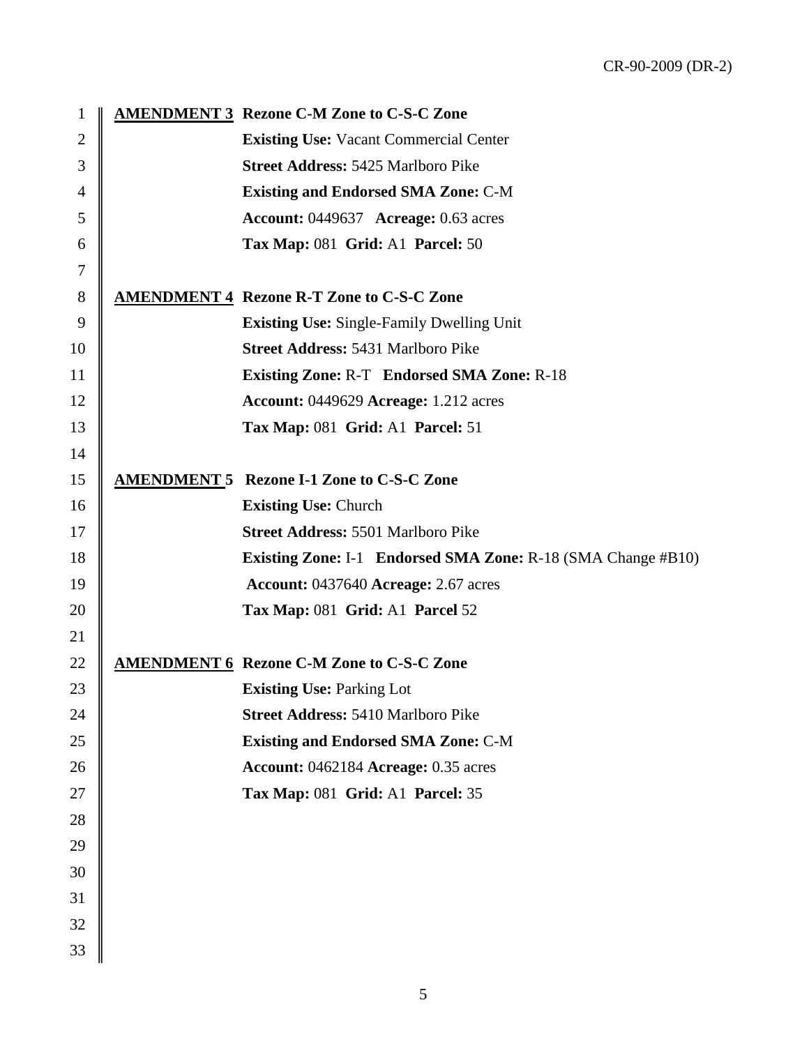**<u>AMENDMENT 3</u> Rezone C-M Zone to C-S-C Zone**

**Existing Use:** Vacant Commercial Center
**Street Address:** 5425 Marlboro Pike
**Existing and Endorsed SMA Zone:** C-M
**Account:** 0449637 **Acreage:** 0.63 acres
**Tax Map:** 081 **Grid:** A1 **Parcel:** 50

**<u>AMENDMENT 4</u> Rezone R-T Zone to C-S-C Zone**

**Existing Use:** Single-Family Dwelling Unit
**Street Address:** 5431 Marlboro Pike
**Existing Zone:** R-T **Endorsed SMA Zone:** R-18
**Account:** 0449629 **Acreage:** 1.212 acres
**Tax Map:** 081 **Grid:** A1 **Parcel:** 51

**<u>AMENDMENT 5</u> Rezone I-1 Zone to C-S-C Zone**

**Existing Use:** Church
**Street Address:** 5501 Marlboro Pike
**Existing Zone:** I-1 **Endorsed SMA Zone:** R-18 (SMA Change #B10)
**Account:** 0437640 **Acreage:** 2.67 acres
**Tax Map:** 081 **Grid:** A1 **Parcel** 52

**<u>AMENDMENT 6</u> Rezone C-M Zone to C-S-C Zone**

**Existing Use:** Parking Lot
**Street Address:** 5410 Marlboro Pike
**Existing and Endorsed SMA Zone:** C-M
**Account:** 0462184 **Acreage:** 0.35 acres
**Tax Map:** 081 **Grid:** A1 **Parcel:** 35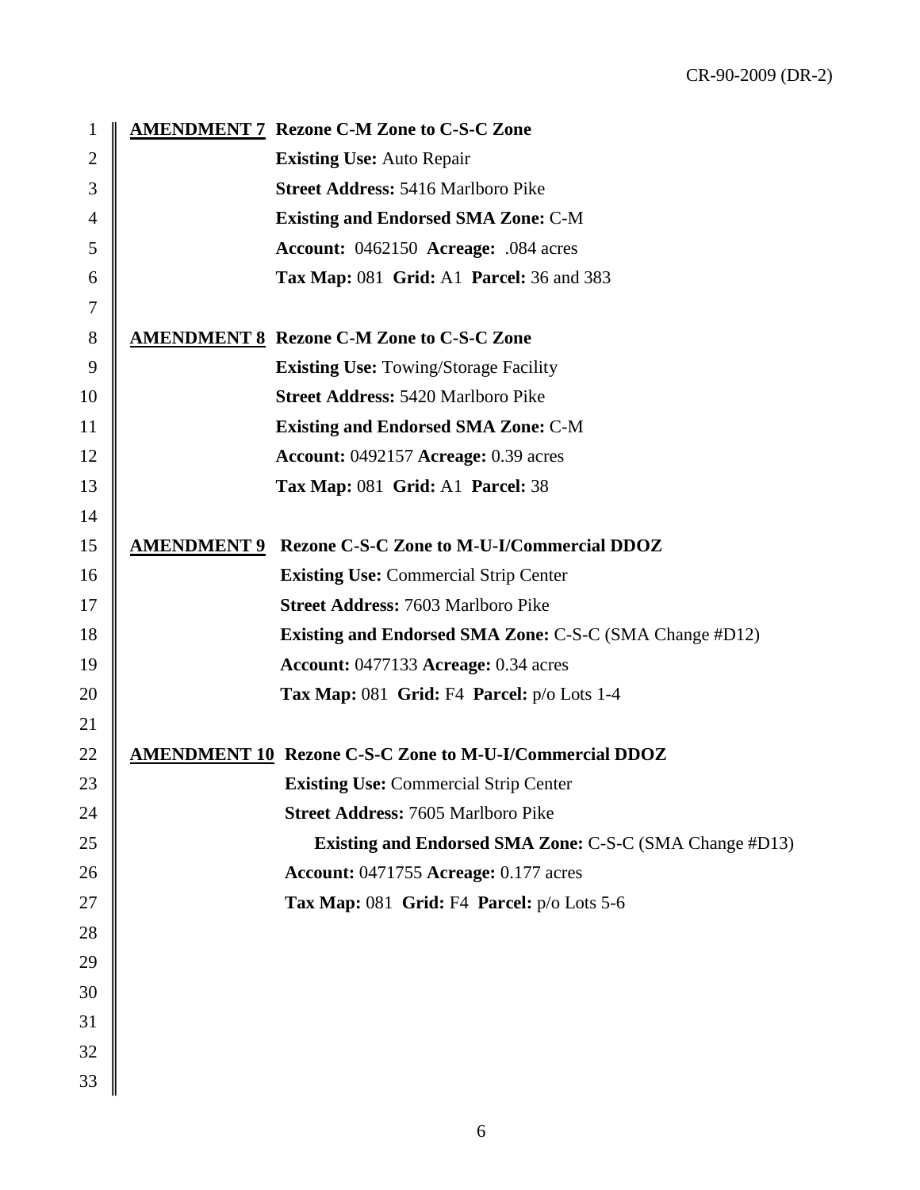**AMENDMENT 7 Rezone C-M Zone to C-S-C Zone**

**Existing Use:** Auto Repair
**Street Address:** 5416 Marlboro Pike
**Existing and Endorsed SMA Zone:** C-M
**Account:** 0462150 **Acreage:** .084 acres
**Tax Map:** 081 **Grid:** A1 **Parcel:** 36 and 383

**AMENDMENT 8 Rezone C-M Zone to C-S-C Zone**

**Existing Use:** Towing/Storage Facility
**Street Address:** 5420 Marlboro Pike
**Existing and Endorsed SMA Zone:** C-M
**Account:** 0492157 **Acreage:** 0.39 acres
**Tax Map:** 081 **Grid:** A1 **Parcel:** 38

**AMENDMENT 9 Rezone C-S-C Zone to M-U-I/Commercial DDOZ**

**Existing Use:** Commercial Strip Center
**Street Address:** 7603 Marlboro Pike
**Existing and Endorsed SMA Zone:** C-S-C (SMA Change #D12)
**Account:** 0477133 **Acreage:** 0.34 acres
**Tax Map:** 081 **Grid:** F4 **Parcel:** p/o Lots 1-4

**AMENDMENT 10 Rezone C-S-C Zone to M-U-I/Commercial DDOZ**

**Existing Use:** Commercial Strip Center
**Street Address:** 7605 Marlboro Pike
**Existing and Endorsed SMA Zone:** C-S-C (SMA Change #D13)
**Account:** 0471755 **Acreage:** 0.177 acres
**Tax Map:** 081 **Grid:** F4 **Parcel:** p/o Lots 5-6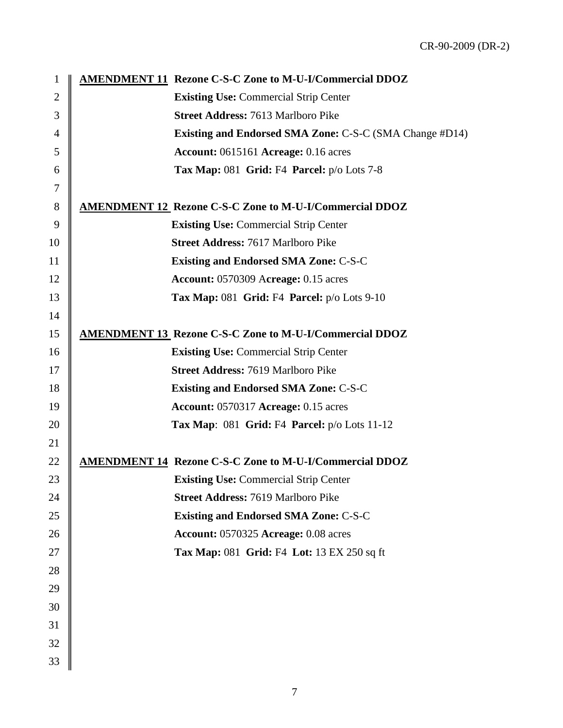**<u>AMENDMENT 11</u> Rezone C-S-C Zone to M-U-I/Commercial DDOZ**

**Existing Use:** Commercial Strip Center
**Street Address:** 7613 Marlboro Pike
**Existing and Endorsed SMA Zone:** C-S-C (SMA Change #D14)
**Account:** 0615161 **Acreage:** 0.16 acres
**Tax Map:** 081 **Grid:** F4 **Parcel:** p/o Lots 7-8

**<u>AMENDMENT 12</u> Rezone C-S-C Zone to M-U-I/Commercial DDOZ**

**Existing Use:** Commercial Strip Center
**Street Address:** 7617 Marlboro Pike
**Existing and Endorsed SMA Zone:** C-S-C
**Account:** 0570309 **Acreage:** 0.15 acres
**Tax Map:** 081 **Grid:** F4 **Parcel:** p/o Lots 9-10

**<u>AMENDMENT 13</u> Rezone C-S-C Zone to M-U-I/Commercial DDOZ**

**Existing Use:** Commercial Strip Center
**Street Address:** 7619 Marlboro Pike
**Existing and Endorsed SMA Zone:** C-S-C
**Account:** 0570317 **Acreage:** 0.15 acres
**Tax Map**: 081 **Grid:** F4 **Parcel:** p/o Lots 11-12

**<u>AMENDMENT 14</u> Rezone C-S-C Zone to M-U-I/Commercial DDOZ**

**Existing Use:** Commercial Strip Center
**Street Address:** 7619 Marlboro Pike
**Existing and Endorsed SMA Zone:** C-S-C
**Account:** 0570325 **Acreage:** 0.08 acres
**Tax Map:** 081 **Grid:** F4 **Lot:** 13 EX 250 sq ft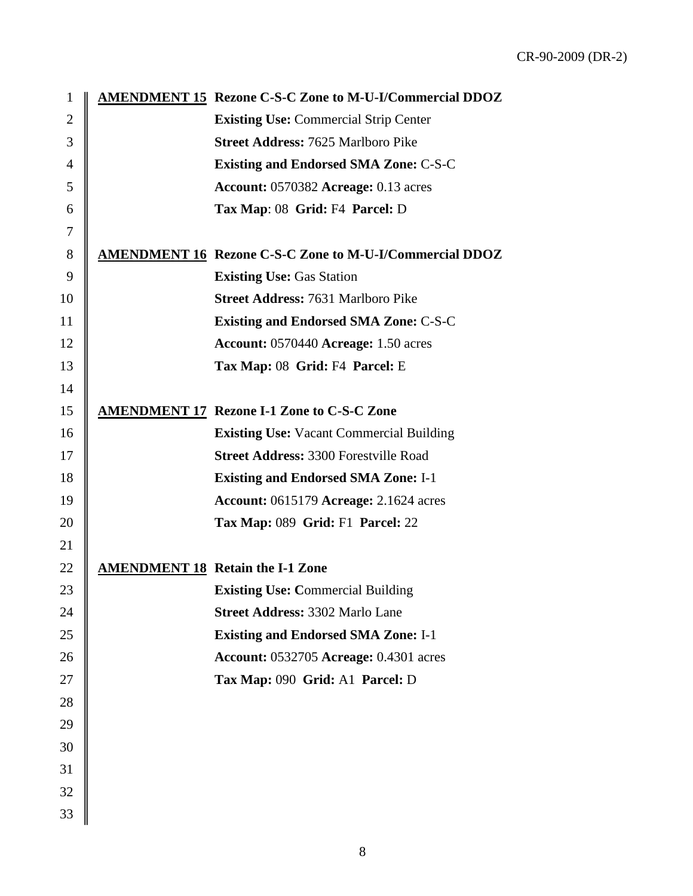**AMENDMENT 15** **Rezone C-S-C Zone to M-U-I/Commercial DDOZ**

**Existing Use:** Commercial Strip Center
**Street Address:** 7625 Marlboro Pike
**Existing and Endorsed SMA Zone:** C-S-C
**Account:** 0570382 **Acreage:** 0.13 acres
**Tax Map**: 08 **Grid:** F4 **Parcel:** D

**AMENDMENT 16** **Rezone C-S-C Zone to M-U-I/Commercial DDOZ**

**Existing Use:** Gas Station
**Street Address:** 7631 Marlboro Pike
**Existing and Endorsed SMA Zone:** C-S-C
**Account:** 0570440 **Acreage:** 1.50 acres
**Tax Map:** 08 **Grid:** F4 **Parcel:** E

**AMENDMENT 17** **Rezone I-1 Zone to C-S-C Zone**

**Existing Use:** Vacant Commercial Building
**Street Address:** 3300 Forestville Road
**Existing and Endorsed SMA Zone:** I-1
**Account:** 0615179 **Acreage:** 2.1624 acres
**Tax Map:** 089 **Grid:** F1 **Parcel:** 22

**AMENDMENT 18** **Retain the I-1 Zone**

**Existing Use: C**ommercial Building
**Street Address:** 3302 Marlo Lane
**Existing and Endorsed SMA Zone:** I-1
**Account:** 0532705 **Acreage:** 0.4301 acres
**Tax Map:** 090 **Grid:** A1 **Parcel:** D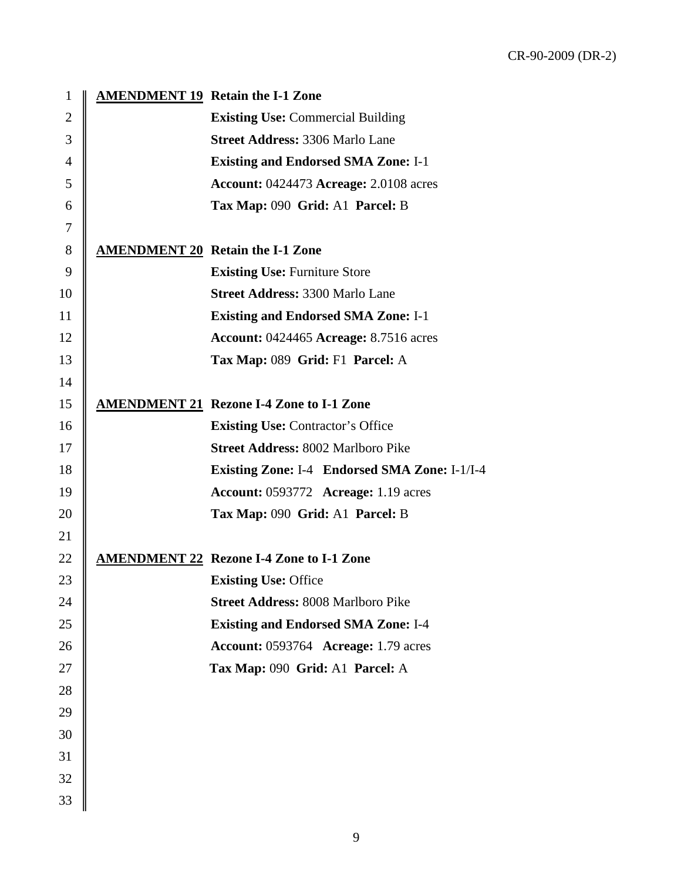**AMENDMENT 19** **Retain the I-1 Zone**

**Existing Use:** Commercial Building
**Street Address:** 3306 Marlo Lane
**Existing and Endorsed SMA Zone:** I-1
**Account:** 0424473 **Acreage:** 2.0108 acres
**Tax Map:** 090 **Grid:** A1 **Parcel:** B

**AMENDMENT 20** **Retain the I-1 Zone**

**Existing Use:** Furniture Store
**Street Address:** 3300 Marlo Lane
**Existing and Endorsed SMA Zone:** I-1
**Account:** 0424465 **Acreage:** 8.7516 acres
**Tax Map:** 089 **Grid:** F1 **Parcel:** A

**AMENDMENT 21** **Rezone I-4 Zone to I-1 Zone**

**Existing Use:** Contractor's Office
**Street Address:** 8002 Marlboro Pike
**Existing Zone:** I-4 **Endorsed SMA Zone:** I-1/I-4
**Account:** 0593772 **Acreage:** 1.19 acres
**Tax Map:** 090 **Grid:** A1 **Parcel:** B

**AMENDMENT 22** **Rezone I-4 Zone to I-1 Zone**

**Existing Use:** Office
**Street Address:** 8008 Marlboro Pike
**Existing and Endorsed SMA Zone:** I-4
**Account:** 0593764 **Acreage:** 1.79 acres
**Tax Map:** 090 **Grid:** A1 **Parcel:** A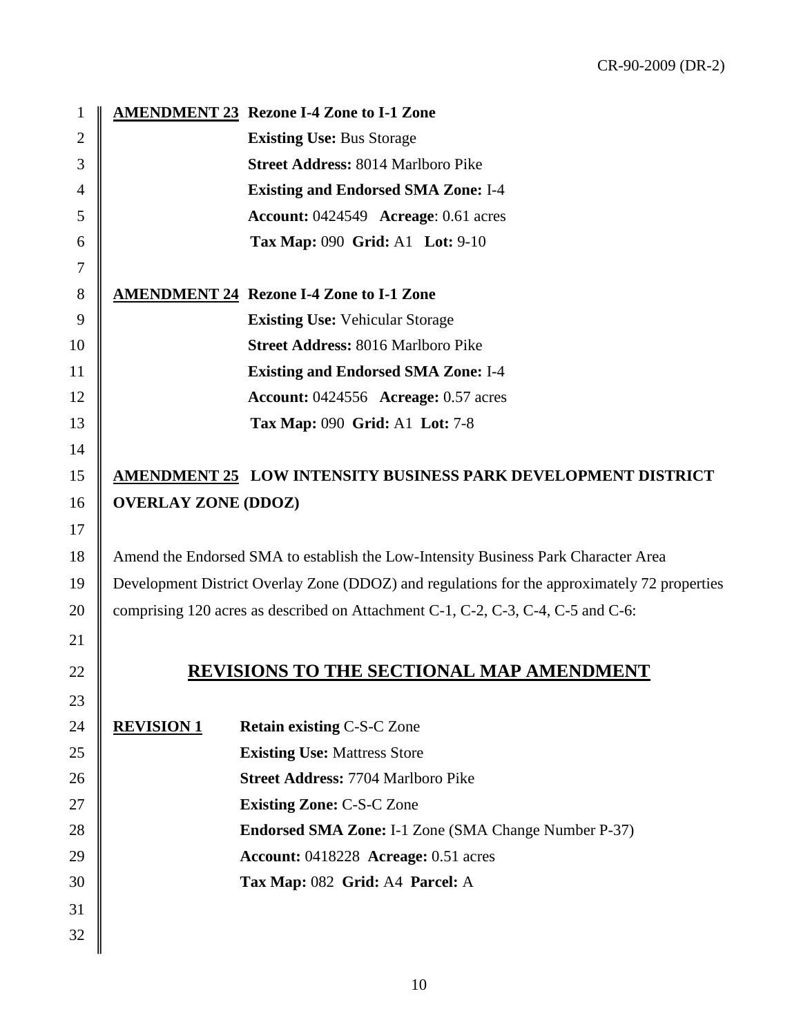**AMENDMENT 23** **Rezone I-4 Zone to I-1 Zone**

**Existing Use:** Bus Storage
**Street Address:** 8014 Marlboro Pike
**Existing and Endorsed SMA Zone:** I-4
**Account:** 0424549 **Acreage**: 0.61 acres
**Tax Map:** 090 **Grid:** A1 **Lot:** 9-10

**AMENDMENT 24** **Rezone I-4 Zone to I-1 Zone**

**Existing Use:** Vehicular Storage
**Street Address:** 8016 Marlboro Pike
**Existing and Endorsed SMA Zone:** I-4
**Account:** 0424556 **Acreage:** 0.57 acres
**Tax Map:** 090 **Grid:** A1 **Lot:** 7-8

**AMENDMENT 25 LOW INTENSITY BUSINESS PARK DEVELOPMENT DISTRICT OVERLAY ZONE (DDOZ)**

Amend the Endorsed SMA to establish the Low-Intensity Business Park Character Area Development District Overlay Zone (DDOZ) and regulations for the approximately 72 properties comprising 120 acres as described on Attachment C-1, C-2, C-3, C-4, C-5 and C-6:

## REVISIONS TO THE SECTIONAL MAP AMENDMENT

**REVISION 1** **Retain existing** C-S-C Zone

**Existing Use:** Mattress Store
**Street Address:** 7704 Marlboro Pike
**Existing Zone:** C-S-C Zone
**Endorsed SMA Zone:** I-1 Zone (SMA Change Number P-37)
**Account:** 0418228 **Acreage:** 0.51 acres
**Tax Map:** 082 **Grid:** A4 **Parcel:** A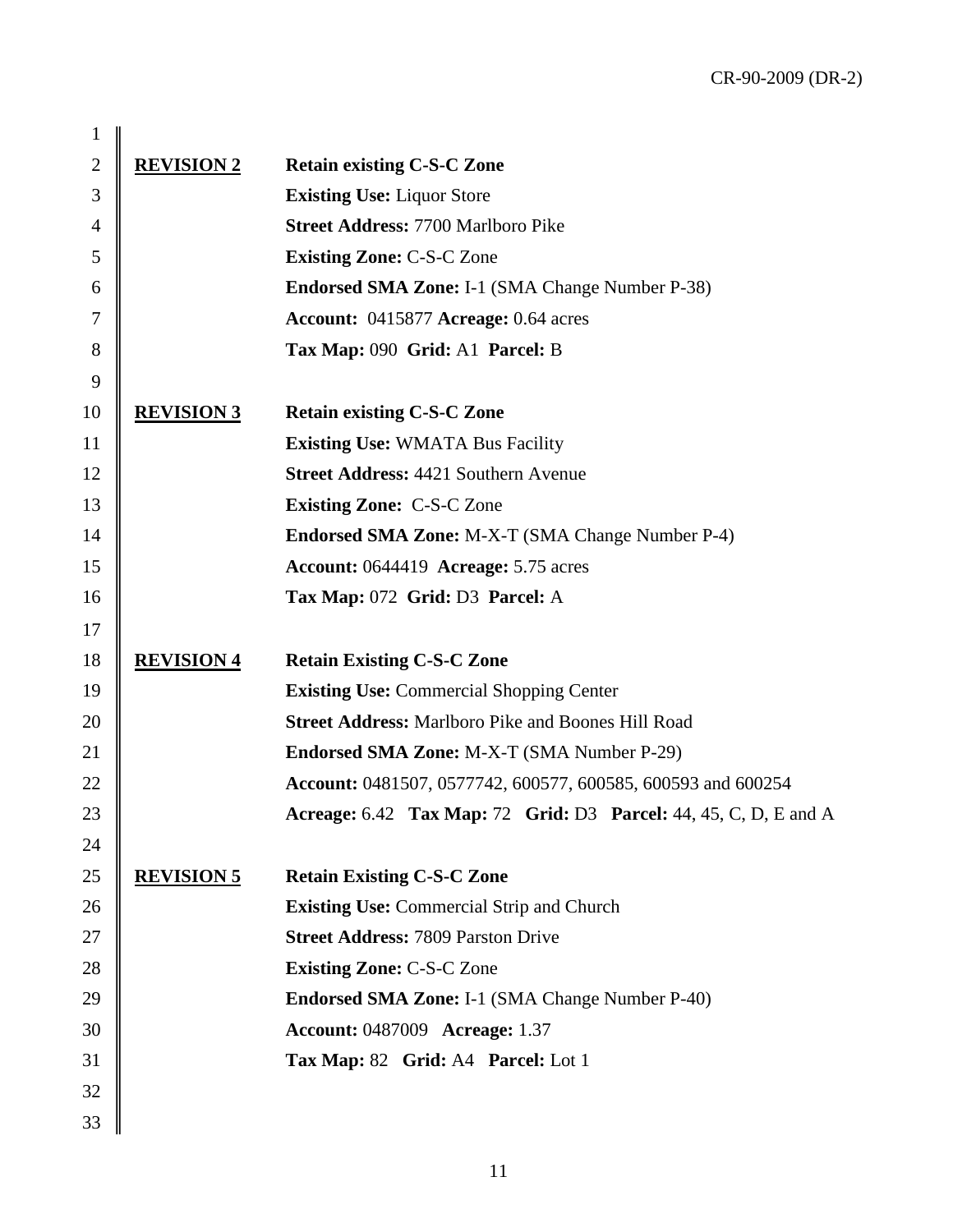**REVISION 2** **Retain existing C-S-C Zone**
**Existing Use:** Liquor Store
**Street Address:** 7700 Marlboro Pike
**Existing Zone:** C-S-C Zone
**Endorsed SMA Zone:** I-1 (SMA Change Number P-38)
**Account:** 0415877 **Acreage:** 0.64 acres
**Tax Map:** 090 **Grid:** A1 **Parcel:** B

**REVISION 3** **Retain existing C-S-C Zone**
**Existing Use:** WMATA Bus Facility
**Street Address:** 4421 Southern Avenue
**Existing Zone:** C-S-C Zone
**Endorsed SMA Zone:** M-X-T (SMA Change Number P-4)
**Account:** 0644419 **Acreage:** 5.75 acres
**Tax Map:** 072 **Grid:** D3 **Parcel:** A

**REVISION 4** **Retain Existing C-S-C Zone**
**Existing Use:** Commercial Shopping Center
**Street Address:** Marlboro Pike and Boones Hill Road
**Endorsed SMA Zone:** M-X-T (SMA Number P-29)
**Account:** 0481507, 0577742, 600577, 600585, 600593 and 600254
**Acreage:** 6.42 **Tax Map:** 72 **Grid:** D3 **Parcel:** 44, 45, C, D, E and A

**REVISION 5** **Retain Existing C-S-C Zone**
**Existing Use:** Commercial Strip and Church
**Street Address:** 7809 Parston Drive
**Existing Zone:** C-S-C Zone
**Endorsed SMA Zone:** I-1 (SMA Change Number P-40)
**Account:** 0487009 **Acreage:** 1.37
**Tax Map:** 82 **Grid:** A4 **Parcel:** Lot 1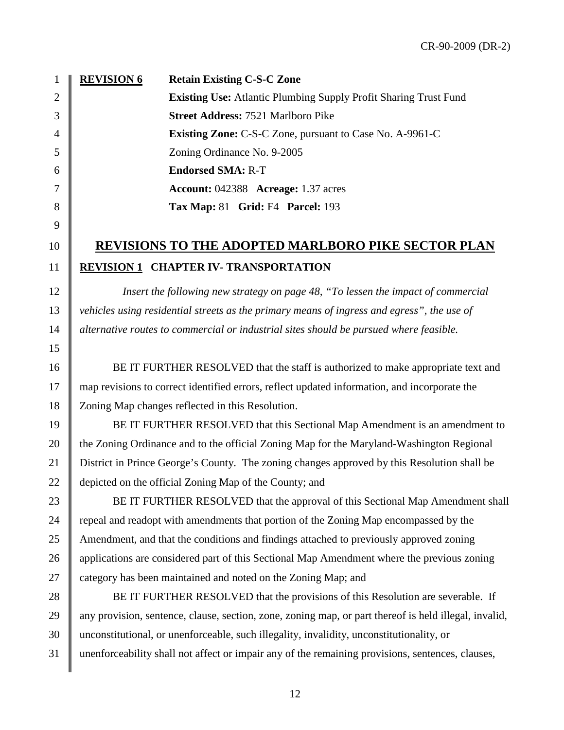**REVISION 6** **Retain Existing C-S-C Zone**

**Existing Use:** Atlantic Plumbing Supply Profit Sharing Trust Fund
**Street Address:** 7521 Marlboro Pike
**Existing Zone:** C-S-C Zone, pursuant to Case No. A-9961-C
Zoning Ordinance No. 9-2005
**Endorsed SMA:** R-T
**Account:** 042388 **Acreage:** 1.37 acres
**Tax Map:** 81 **Grid:** F4 **Parcel:** 193

## REVISIONS TO THE ADOPTED MARLBORO PIKE SECTOR PLAN

**REVISION 1 CHAPTER IV- TRANSPORTATION**

*Insert the following new strategy on page 48, "To lessen the impact of commercial vehicles using residential streets as the primary means of ingress and egress", the use of alternative routes to commercial or industrial sites should be pursued where feasible.*

BE IT FURTHER RESOLVED that the staff is authorized to make appropriate text and map revisions to correct identified errors, reflect updated information, and incorporate the Zoning Map changes reflected in this Resolution.

BE IT FURTHER RESOLVED that this Sectional Map Amendment is an amendment to the Zoning Ordinance and to the official Zoning Map for the Maryland-Washington Regional District in Prince George's County. The zoning changes approved by this Resolution shall be depicted on the official Zoning Map of the County; and

BE IT FURTHER RESOLVED that the approval of this Sectional Map Amendment shall repeal and readopt with amendments that portion of the Zoning Map encompassed by the Amendment, and that the conditions and findings attached to previously approved zoning applications are considered part of this Sectional Map Amendment where the previous zoning category has been maintained and noted on the Zoning Map; and

BE IT FURTHER RESOLVED that the provisions of this Resolution are severable. If any provision, sentence, clause, section, zone, zoning map, or part thereof is held illegal, invalid, unconstitutional, or unenforceable, such illegality, invalidity, unconstitutionality, or unenforceability shall not affect or impair any of the remaining provisions, sentences, clauses,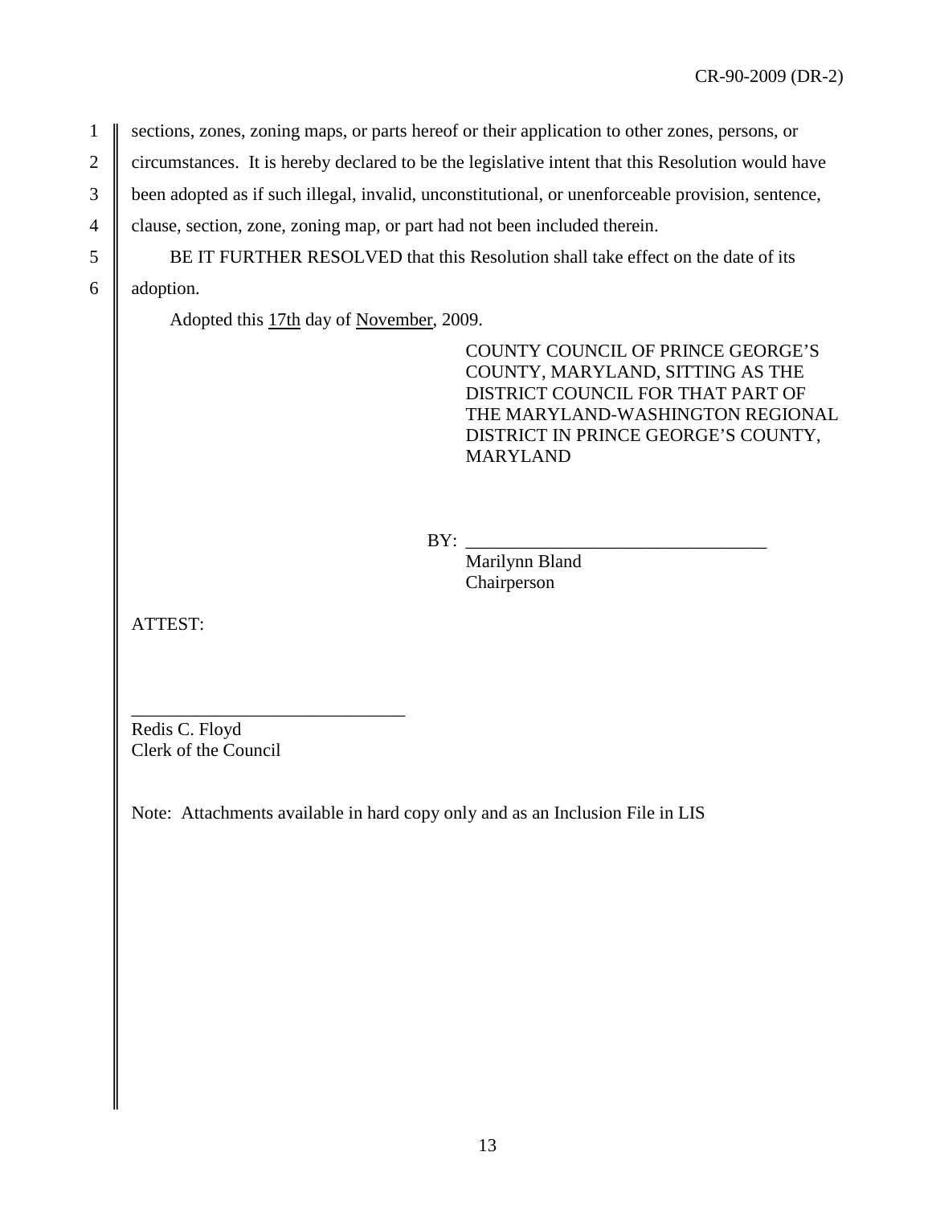sections, zones, zoning maps, or parts hereof or their application to other zones, persons, or circumstances. It is hereby declared to be the legislative intent that this Resolution would have been adopted as if such illegal, invalid, unconstitutional, or unenforceable provision, sentence, clause, section, zone, zoning map, or part had not been included therein.

BE IT FURTHER RESOLVED that this Resolution shall take effect on the date of its adoption.

Adopted this 17th day of November, 2009.

COUNTY COUNCIL OF PRINCE GEORGE'S COUNTY, MARYLAND, SITTING AS THE DISTRICT COUNCIL FOR THAT PART OF THE MARYLAND-WASHINGTON REGIONAL DISTRICT IN PRINCE GEORGE'S COUNTY, MARYLAND

BY: _________________________________
Marilynn Bland
Chairperson

ATTEST:

______________________________
Redis C. Floyd
Clerk of the Council

Note: Attachments available in hard copy only and as an Inclusion File in LIS